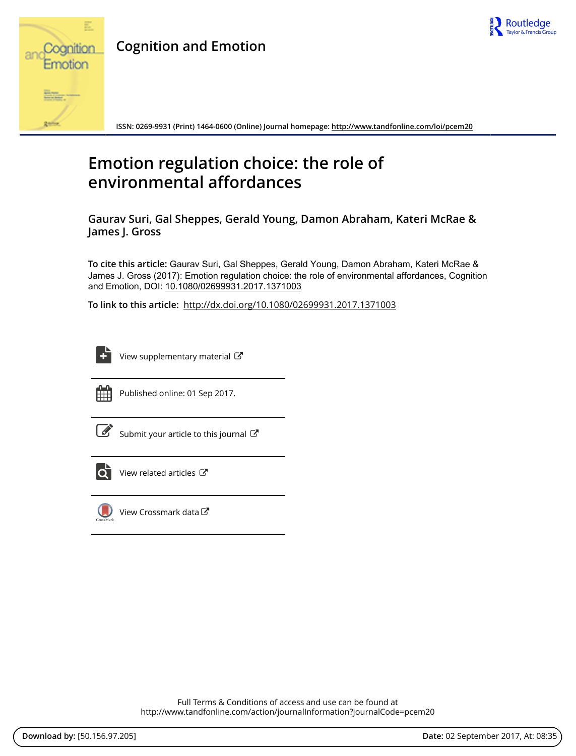**Cognition and Emotion**

ISSN: 0269-9931 (Print) 1464-0600 (Online) Journal homepage: http://www.tandfonline.com/loi/pcem20

# Emotion regulation choice: the role of environmental affordances

**Gaurav Suri, Gal Sheppes, Gerald Young, Damon Abraham, Kateri McRae & James J. Gross**

**To cite this article:** Gaurav Suri, Gal Sheppes, Gerald Young, Damon Abraham, Kateri McRae & James J. Gross (2017): Emotion regulation choice: the role of environmental affordances, Cognition and Emotion, DOI: 10.1080/02699931.2017.1371003

**To link to this article:** http://dx.doi.org/10.1080/02699931.2017.1371003

View supplementary material

Published online: 01 Sep 2017.

Submit your article to this journal

View related articles

View Crossmark data

Full Terms & Conditions of access and use can be found at
http://www.tandfonline.com/action/journalInformation?journalCode=pcem20

**Download by:** [50.156.97.205] **Date:** 02 September 2017, At: 08:35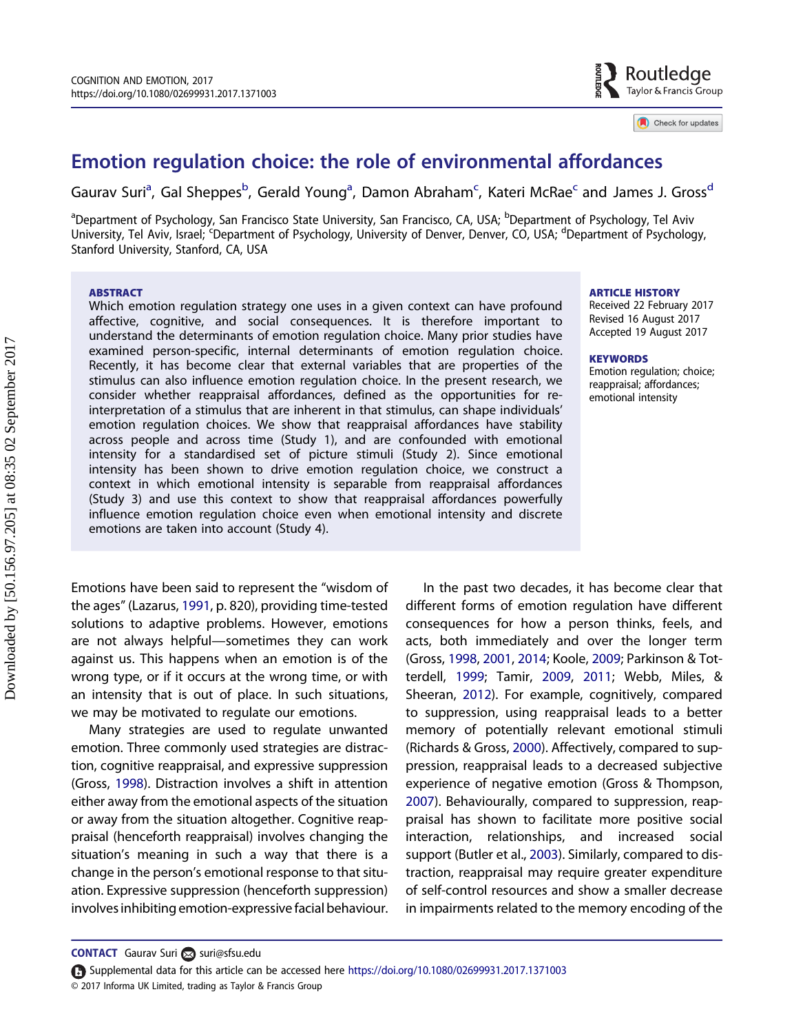# Emotion regulation choice: the role of environmental affordances

Gaurav Suri[a], Gal Sheppes[b], Gerald Young[a], Damon Abraham[c], Kateri McRae[c] and James J. Gross[d]

[a]Department of Psychology, San Francisco State University, San Francisco, CA, USA; [b]Department of Psychology, Tel Aviv University, Tel Aviv, Israel; [c]Department of Psychology, University of Denver, Denver, CO, USA; [d]Department of Psychology, Stanford University, Stanford, CA, USA

## ABSTRACT

Which emotion regulation strategy one uses in a given context can have profound affective, cognitive, and social consequences. It is therefore important to understand the determinants of emotion regulation choice. Many prior studies have examined person-specific, internal determinants of emotion regulation choice. Recently, it has become clear that external variables that are properties of the stimulus can also influence emotion regulation choice. In the present research, we consider whether reappraisal affordances, defined as the opportunities for re-interpretation of a stimulus that are inherent in that stimulus, can shape individuals' emotion regulation choices. We show that reappraisal affordances have stability across people and across time (Study 1), and are confounded with emotional intensity for a standardised set of picture stimuli (Study 2). Since emotional intensity has been shown to drive emotion regulation choice, we construct a context in which emotional intensity is separable from reappraisal affordances (Study 3) and use this context to show that reappraisal affordances powerfully influence emotion regulation choice even when emotional intensity and discrete emotions are taken into account (Study 4).

## ARTICLE HISTORY

Received 22 February 2017
Revised 16 August 2017
Accepted 19 August 2017

## KEYWORDS

Emotion regulation; choice; reappraisal; affordances; emotional intensity

Emotions have been said to represent the "wisdom of the ages" (Lazarus, 1991, p. 820), providing time-tested solutions to adaptive problems. However, emotions are not always helpful—sometimes they can work against us. This happens when an emotion is of the wrong type, or if it occurs at the wrong time, or with an intensity that is out of place. In such situations, we may be motivated to regulate our emotions.

Many strategies are used to regulate unwanted emotion. Three commonly used strategies are distraction, cognitive reappraisal, and expressive suppression (Gross, 1998). Distraction involves a shift in attention either away from the emotional aspects of the situation or away from the situation altogether. Cognitive reappraisal (henceforth reappraisal) involves changing the situation's meaning in such a way that there is a change in the person's emotional response to that situation. Expressive suppression (henceforth suppression) involves inhibiting emotion-expressive facial behaviour.

In the past two decades, it has become clear that different forms of emotion regulation have different consequences for how a person thinks, feels, and acts, both immediately and over the longer term (Gross, 1998, 2001, 2014; Koole, 2009; Parkinson & Totterdell, 1999; Tamir, 2009, 2011; Webb, Miles, & Sheeran, 2012). For example, cognitively, compared to suppression, using reappraisal leads to a better memory of potentially relevant emotional stimuli (Richards & Gross, 2000). Affectively, compared to suppression, reappraisal leads to a decreased subjective experience of negative emotion (Gross & Thompson, 2007). Behaviourally, compared to suppression, reappraisal has shown to facilitate more positive social interaction, relationships, and increased social support (Butler et al., 2003). Similarly, compared to distraction, reappraisal may require greater expenditure of self-control resources and show a smaller decrease in impairments related to the memory encoding of the

**CONTACT** Gaurav Suri suri@sfsu.edu

Supplemental data for this article can be accessed here https://doi.org/10.1080/02699931.2017.1371003

© 2017 Informa UK Limited, trading as Taylor & Francis Group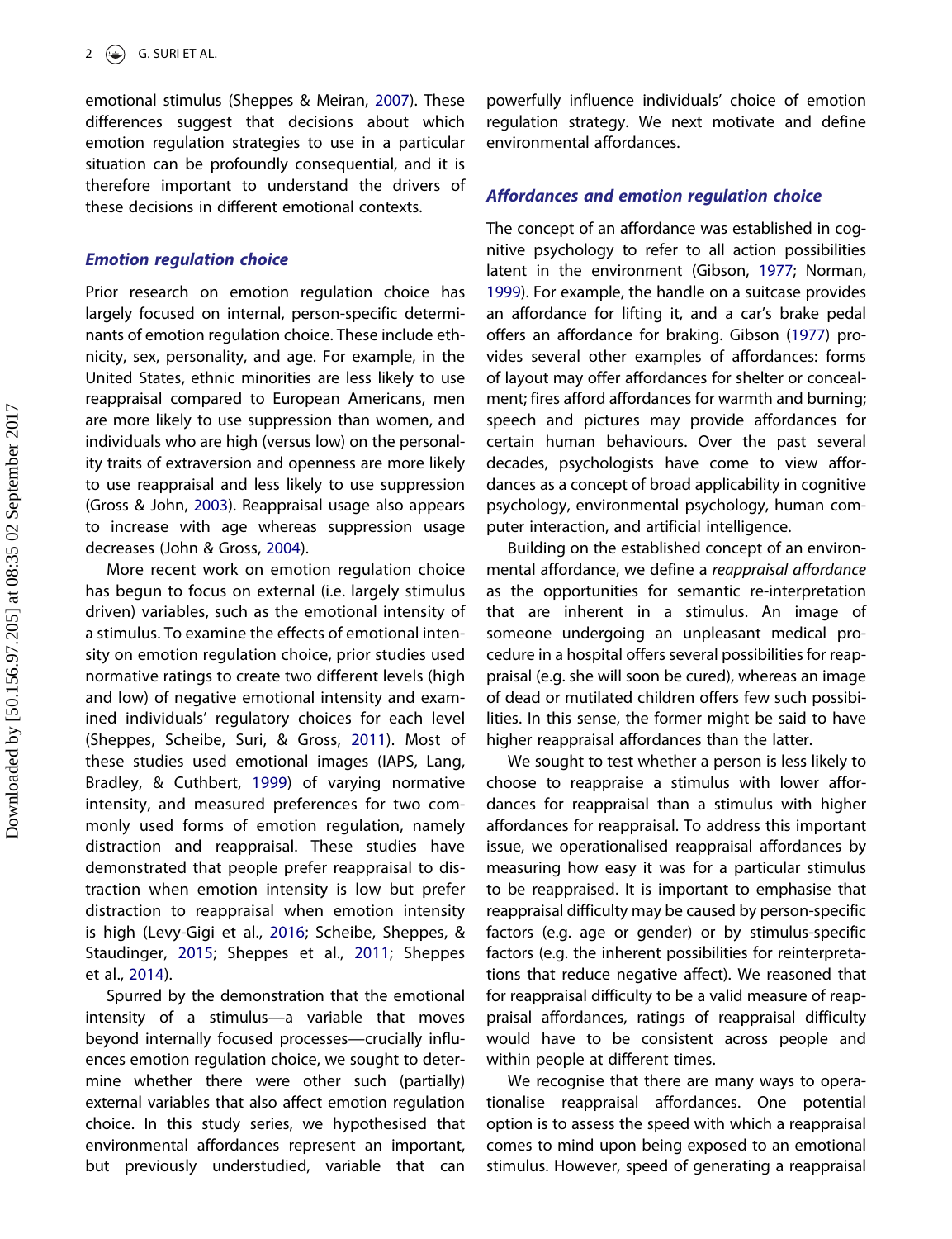emotional stimulus (Sheppes & Meiran, 2007). These differences suggest that decisions about which emotion regulation strategies to use in a particular situation can be profoundly consequential, and it is therefore important to understand the drivers of these decisions in different emotional contexts.

### *Emotion regulation choice*

Prior research on emotion regulation choice has largely focused on internal, person-specific determinants of emotion regulation choice. These include ethnicity, sex, personality, and age. For example, in the United States, ethnic minorities are less likely to use reappraisal compared to European Americans, men are more likely to use suppression than women, and individuals who are high (versus low) on the personality traits of extraversion and openness are more likely to use reappraisal and less likely to use suppression (Gross & John, 2003). Reappraisal usage also appears to increase with age whereas suppression usage decreases (John & Gross, 2004).

More recent work on emotion regulation choice has begun to focus on external (i.e. largely stimulus driven) variables, such as the emotional intensity of a stimulus. To examine the effects of emotional intensity on emotion regulation choice, prior studies used normative ratings to create two different levels (high and low) of negative emotional intensity and examined individuals' regulatory choices for each level (Sheppes, Scheibe, Suri, & Gross, 2011). Most of these studies used emotional images (IAPS, Lang, Bradley, & Cuthbert, 1999) of varying normative intensity, and measured preferences for two commonly used forms of emotion regulation, namely distraction and reappraisal. These studies have demonstrated that people prefer reappraisal to distraction when emotion intensity is low but prefer distraction to reappraisal when emotion intensity is high (Levy-Gigi et al., 2016; Scheibe, Sheppes, & Staudinger, 2015; Sheppes et al., 2011; Sheppes et al., 2014).

Spurred by the demonstration that the emotional intensity of a stimulus—a variable that moves beyond internally focused processes—crucially influences emotion regulation choice, we sought to determine whether there were other such (partially) external variables that also affect emotion regulation choice. In this study series, we hypothesised that environmental affordances represent an important, but previously understudied, variable that can powerfully influence individuals' choice of emotion regulation strategy. We next motivate and define environmental affordances.

### *Affordances and emotion regulation choice*

The concept of an affordance was established in cognitive psychology to refer to all action possibilities latent in the environment (Gibson, 1977; Norman, 1999). For example, the handle on a suitcase provides an affordance for lifting it, and a car's brake pedal offers an affordance for braking. Gibson (1977) provides several other examples of affordances: forms of layout may offer affordances for shelter or concealment; fires afford affordances for warmth and burning; speech and pictures may provide affordances for certain human behaviours. Over the past several decades, psychologists have come to view affordances as a concept of broad applicability in cognitive psychology, environmental psychology, human computer interaction, and artificial intelligence.

Building on the established concept of an environmental affordance, we define a *reappraisal affordance* as the opportunities for semantic re-interpretation that are inherent in a stimulus. An image of someone undergoing an unpleasant medical procedure in a hospital offers several possibilities for reappraisal (e.g. she will soon be cured), whereas an image of dead or mutilated children offers few such possibilities. In this sense, the former might be said to have higher reappraisal affordances than the latter.

We sought to test whether a person is less likely to choose to reappraise a stimulus with lower affordances for reappraisal than a stimulus with higher affordances for reappraisal. To address this important issue, we operationalised reappraisal affordances by measuring how easy it was for a particular stimulus to be reappraised. It is important to emphasise that reappraisal difficulty may be caused by person-specific factors (e.g. age or gender) or by stimulus-specific factors (e.g. the inherent possibilities for reinterpretations that reduce negative affect). We reasoned that for reappraisal difficulty to be a valid measure of reappraisal affordances, ratings of reappraisal difficulty would have to be consistent across people and within people at different times.

We recognise that there are many ways to operationalise reappraisal affordances. One potential option is to assess the speed with which a reappraisal comes to mind upon being exposed to an emotional stimulus. However, speed of generating a reappraisal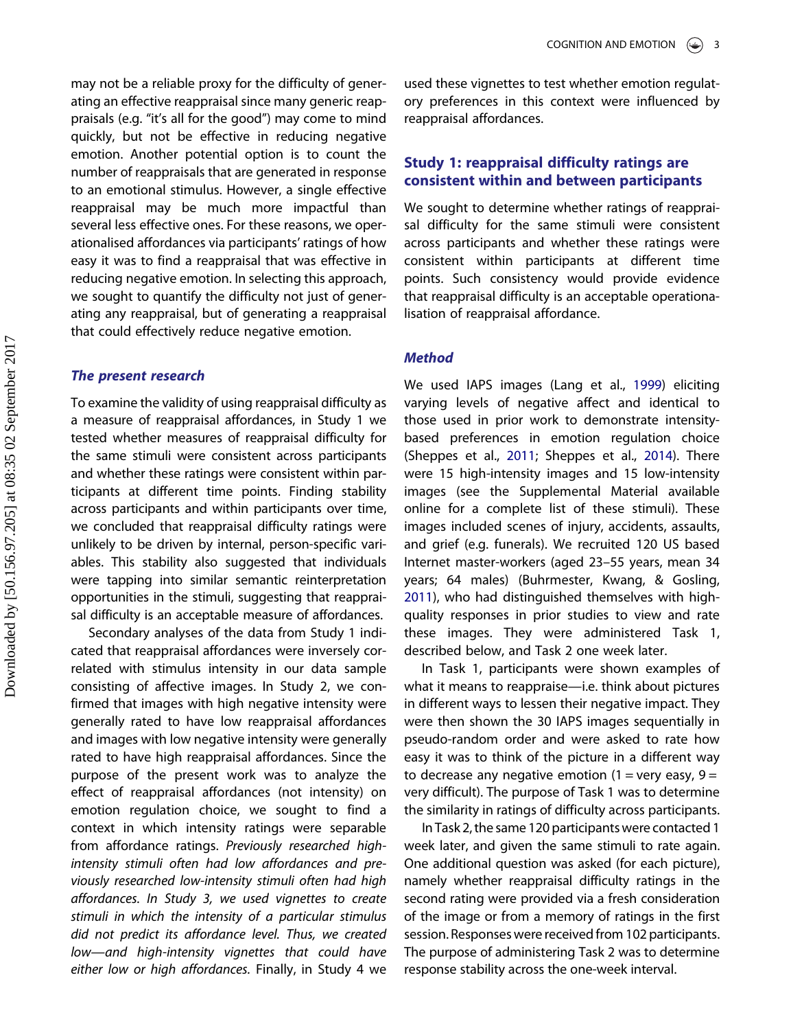may not be a reliable proxy for the difficulty of generating an effective reappraisal since many generic reappraisals (e.g. "it's all for the good") may come to mind quickly, but not be effective in reducing negative emotion. Another potential option is to count the number of reappraisals that are generated in response to an emotional stimulus. However, a single effective reappraisal may be much more impactful than several less effective ones. For these reasons, we operationalised affordances via participants' ratings of how easy it was to find a reappraisal that was effective in reducing negative emotion. In selecting this approach, we sought to quantify the difficulty not just of generating any reappraisal, but of generating a reappraisal that could effectively reduce negative emotion.

### *The present research*

To examine the validity of using reappraisal difficulty as a measure of reappraisal affordances, in Study 1 we tested whether measures of reappraisal difficulty for the same stimuli were consistent across participants and whether these ratings were consistent within participants at different time points. Finding stability across participants and within participants over time, we concluded that reappraisal difficulty ratings were unlikely to be driven by internal, person-specific variables. This stability also suggested that individuals were tapping into similar semantic reinterpretation opportunities in the stimuli, suggesting that reappraisal difficulty is an acceptable measure of affordances.

Secondary analyses of the data from Study 1 indicated that reappraisal affordances were inversely correlated with stimulus intensity in our data sample consisting of affective images. In Study 2, we confirmed that images with high negative intensity were generally rated to have low reappraisal affordances and images with low negative intensity were generally rated to have high reappraisal affordances. Since the purpose of the present work was to analyze the effect of reappraisal affordances (not intensity) on emotion regulation choice, we sought to find a context in which intensity ratings were separable from affordance ratings. *Previously researched high-intensity stimuli often had low affordances and previously researched low-intensity stimuli often had high affordances. In Study 3, we used vignettes to create stimuli in which the intensity of a particular stimulus did not predict its affordance level. Thus, we created low—and high-intensity vignettes that could have either low or high affordances.* Finally, in Study 4 we used these vignettes to test whether emotion regulatory preferences in this context were influenced by reappraisal affordances.

## Study 1: reappraisal difficulty ratings are consistent within and between participants

We sought to determine whether ratings of reappraisal difficulty for the same stimuli were consistent across participants and whether these ratings were consistent within participants at different time points. Such consistency would provide evidence that reappraisal difficulty is an acceptable operationalisation of reappraisal affordance.

### *Method*

We used IAPS images (Lang et al., 1999) eliciting varying levels of negative affect and identical to those used in prior work to demonstrate intensity-based preferences in emotion regulation choice (Sheppes et al., 2011; Sheppes et al., 2014). There were 15 high-intensity images and 15 low-intensity images (see the Supplemental Material available online for a complete list of these stimuli). These images included scenes of injury, accidents, assaults, and grief (e.g. funerals). We recruited 120 US based Internet master-workers (aged 23–55 years, mean 34 years; 64 males) (Buhrmester, Kwang, & Gosling, 2011), who had distinguished themselves with high-quality responses in prior studies to view and rate these images. They were administered Task 1, described below, and Task 2 one week later.

In Task 1, participants were shown examples of what it means to reappraise—i.e. think about pictures in different ways to lessen their negative impact. They were then shown the 30 IAPS images sequentially in pseudo-random order and were asked to rate how easy it was to think of the picture in a different way to decrease any negative emotion (1 = very easy, 9 = very difficult). The purpose of Task 1 was to determine the similarity in ratings of difficulty across participants.

In Task 2, the same 120 participants were contacted 1 week later, and given the same stimuli to rate again. One additional question was asked (for each picture), namely whether reappraisal difficulty ratings in the second rating were provided via a fresh consideration of the image or from a memory of ratings in the first session. Responses were received from 102 participants. The purpose of administering Task 2 was to determine response stability across the one-week interval.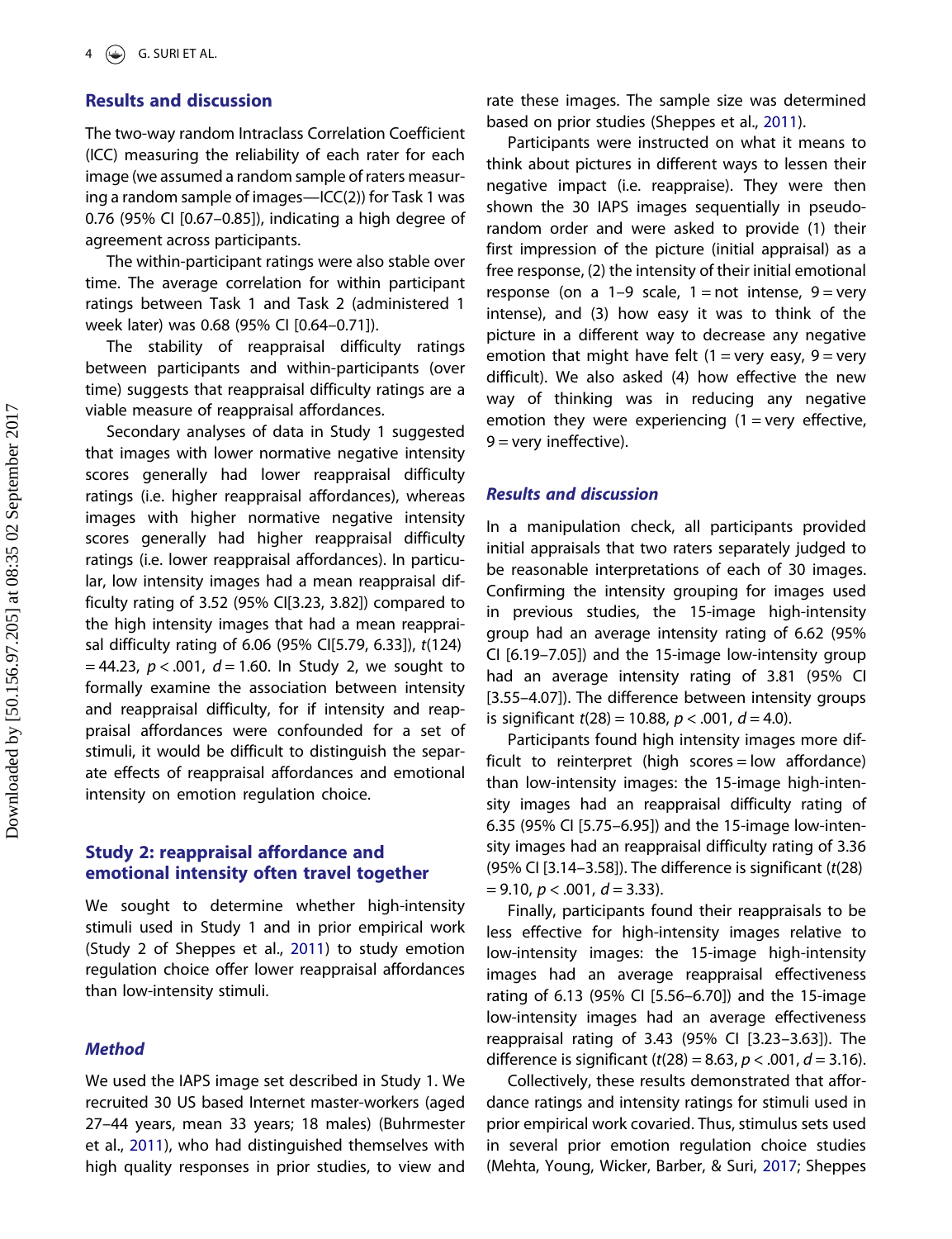## Results and discussion

The two-way random Intraclass Correlation Coefficient (ICC) measuring the reliability of each rater for each image (we assumed a random sample of raters measuring a random sample of images—ICC(2)) for Task 1 was 0.76 (95% CI [0.67–0.85]), indicating a high degree of agreement across participants.

The within-participant ratings were also stable over time. The average correlation for within participant ratings between Task 1 and Task 2 (administered 1 week later) was 0.68 (95% CI [0.64–0.71]).

The stability of reappraisal difficulty ratings between participants and within-participants (over time) suggests that reappraisal difficulty ratings are a viable measure of reappraisal affordances.

Secondary analyses of data in Study 1 suggested that images with lower normative negative intensity scores generally had lower reappraisal difficulty ratings (i.e. higher reappraisal affordances), whereas images with higher normative negative intensity scores generally had higher reappraisal difficulty ratings (i.e. lower reappraisal affordances). In particular, low intensity images had a mean reappraisal difficulty rating of 3.52 (95% CI[3.23, 3.82]) compared to the high intensity images that had a mean reappraisal difficulty rating of 6.06 (95% CI[5.79, 6.33]), $t(124) = 44.23$, $p < .001$, $d = 1.60$. In Study 2, we sought to formally examine the association between intensity and reappraisal difficulty, for if intensity and reappraisal affordances were confounded for a set of stimuli, it would be difficult to distinguish the separate effects of reappraisal affordances and emotional intensity on emotion regulation choice.

## Study 2: reappraisal affordance and emotional intensity often travel together

We sought to determine whether high-intensity stimuli used in Study 1 and in prior empirical work (Study 2 of Sheppes et al., 2011) to study emotion regulation choice offer lower reappraisal affordances than low-intensity stimuli.

### *Method*

We used the IAPS image set described in Study 1. We recruited 30 US based Internet master-workers (aged 27–44 years, mean 33 years; 18 males) (Buhrmester et al., 2011), who had distinguished themselves with high quality responses in prior studies, to view and rate these images. The sample size was determined based on prior studies (Sheppes et al., 2011).

Participants were instructed on what it means to think about pictures in different ways to lessen their negative impact (i.e. reappraise). They were then shown the 30 IAPS images sequentially in pseudo-random order and were asked to provide (1) their first impression of the picture (initial appraisal) as a free response, (2) the intensity of their initial emotional response (on a 1–9 scale, 1 = not intense, 9 = very intense), and (3) how easy it was to think of the picture in a different way to decrease any negative emotion that might have felt (1 = very easy, 9 = very difficult). We also asked (4) how effective the new way of thinking was in reducing any negative emotion they were experiencing (1 = very effective, 9 = very ineffective).

### *Results and discussion*

In a manipulation check, all participants provided initial appraisals that two raters separately judged to be reasonable interpretations of each of 30 images. Confirming the intensity grouping for images used in previous studies, the 15-image high-intensity group had an average intensity rating of 6.62 (95% CI [6.19–7.05]) and the 15-image low-intensity group had an average intensity rating of 3.81 (95% CI [3.55–4.07]). The difference between intensity groups is significant $t(28) = 10.88$, $p < .001$, $d = 4.0$).

Participants found high intensity images more difficult to reinterpret (high scores = low affordance) than low-intensity images: the 15-image high-intensity images had an reappraisal difficulty rating of 6.35 (95% CI [5.75–6.95]) and the 15-image low-intensity images had an reappraisal difficulty rating of 3.36 (95% CI [3.14–3.58]). The difference is significant ($t(28) = 9.10$, $p < .001$, $d = 3.33$).

Finally, participants found their reappraisals to be less effective for high-intensity images relative to low-intensity images: the 15-image high-intensity images had an average reappraisal effectiveness rating of 6.13 (95% CI [5.56–6.70]) and the 15-image low-intensity images had an average effectiveness reappraisal rating of 3.43 (95% CI [3.23–3.63]). The difference is significant ($t(28) = 8.63$, $p < .001$, $d = 3.16$).

Collectively, these results demonstrated that affordance ratings and intensity ratings for stimuli used in prior empirical work covaried. Thus, stimulus sets used in several prior emotion regulation choice studies (Mehta, Young, Wicker, Barber, & Suri, 2017; Sheppes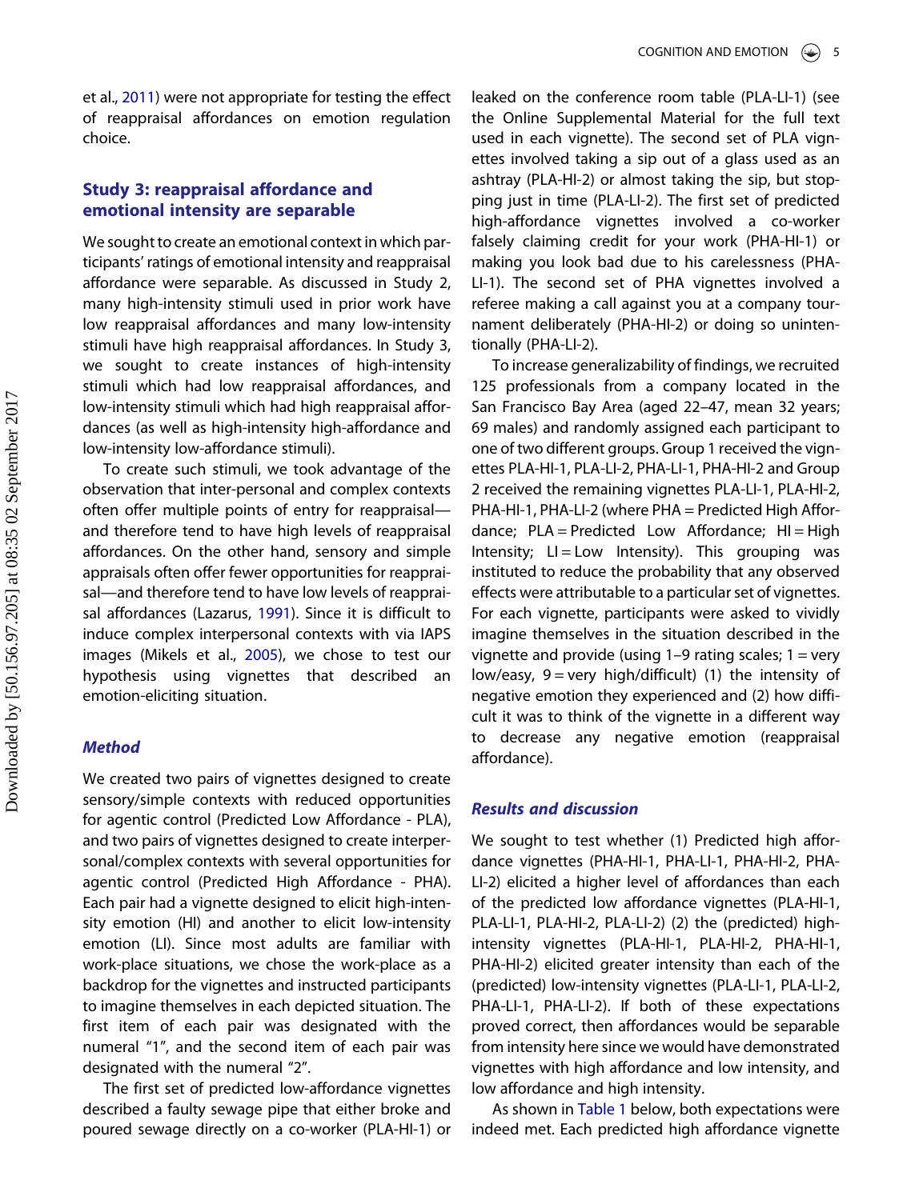et al., 2011) were not appropriate for testing the effect of reappraisal affordances on emotion regulation choice.

## Study 3: reappraisal affordance and emotional intensity are separable

We sought to create an emotional context in which participants' ratings of emotional intensity and reappraisal affordance were separable. As discussed in Study 2, many high-intensity stimuli used in prior work have low reappraisal affordances and many low-intensity stimuli have high reappraisal affordances. In Study 3, we sought to create instances of high-intensity stimuli which had low reappraisal affordances, and low-intensity stimuli which had high reappraisal affordances (as well as high-intensity high-affordance and low-intensity low-affordance stimuli).

To create such stimuli, we took advantage of the observation that inter-personal and complex contexts often offer multiple points of entry for reappraisal—and therefore tend to have high levels of reappraisal affordances. On the other hand, sensory and simple appraisals often offer fewer opportunities for reappraisal—and therefore tend to have low levels of reappraisal affordances (Lazarus, 1991). Since it is difficult to induce complex interpersonal contexts with via IAPS images (Mikels et al., 2005), we chose to test our hypothesis using vignettes that described an emotion-eliciting situation.

### *Method*

We created two pairs of vignettes designed to create sensory/simple contexts with reduced opportunities for agentic control (Predicted Low Affordance - PLA), and two pairs of vignettes designed to create interpersonal/complex contexts with several opportunities for agentic control (Predicted High Affordance - PHA). Each pair had a vignette designed to elicit high-intensity emotion (HI) and another to elicit low-intensity emotion (LI). Since most adults are familiar with work-place situations, we chose the work-place as a backdrop for the vignettes and instructed participants to imagine themselves in each depicted situation. The first item of each pair was designated with the numeral "1", and the second item of each pair was designated with the numeral "2".

The first set of predicted low-affordance vignettes described a faulty sewage pipe that either broke and poured sewage directly on a co-worker (PLA-HI-1) or leaked on the conference room table (PLA-LI-1) (see the Online Supplemental Material for the full text used in each vignette). The second set of PLA vignettes involved taking a sip out of a glass used as an ashtray (PLA-HI-2) or almost taking the sip, but stopping just in time (PLA-LI-2). The first set of predicted high-affordance vignettes involved a co-worker falsely claiming credit for your work (PHA-HI-1) or making you look bad due to his carelessness (PHA-LI-1). The second set of PHA vignettes involved a referee making a call against you at a company tournament deliberately (PHA-HI-2) or doing so unintentionally (PHA-LI-2).

To increase generalizability of findings, we recruited 125 professionals from a company located in the San Francisco Bay Area (aged 22–47, mean 32 years; 69 males) and randomly assigned each participant to one of two different groups. Group 1 received the vignettes PLA-HI-1, PLA-LI-2, PHA-LI-1, PHA-HI-2 and Group 2 received the remaining vignettes PLA-LI-1, PLA-HI-2, PHA-HI-1, PHA-LI-2 (where PHA = Predicted High Affordance; PLA = Predicted Low Affordance; HI = High Intensity; LI = Low Intensity). This grouping was instituted to reduce the probability that any observed effects were attributable to a particular set of vignettes. For each vignette, participants were asked to vividly imagine themselves in the situation described in the vignette and provide (using 1–9 rating scales; 1 = very low/easy, 9 = very high/difficult) (1) the intensity of negative emotion they experienced and (2) how difficult it was to think of the vignette in a different way to decrease any negative emotion (reappraisal affordance).

### *Results and discussion*

We sought to test whether (1) Predicted high affordance vignettes (PHA-HI-1, PHA-LI-1, PHA-HI-2, PHA-LI-2) elicited a higher level of affordances than each of the predicted low affordance vignettes (PLA-HI-1, PLA-LI-1, PLA-HI-2, PLA-LI-2) (2) the (predicted) high-intensity vignettes (PLA-HI-1, PLA-HI-2, PHA-HI-1, PHA-HI-2) elicited greater intensity than each of the (predicted) low-intensity vignettes (PLA-LI-1, PLA-LI-2, PHA-LI-1, PHA-LI-2). If both of these expectations proved correct, then affordances would be separable from intensity here since we would have demonstrated vignettes with high affordance and low intensity, and low affordance and high intensity.

As shown in Table 1 below, both expectations were indeed met. Each predicted high affordance vignette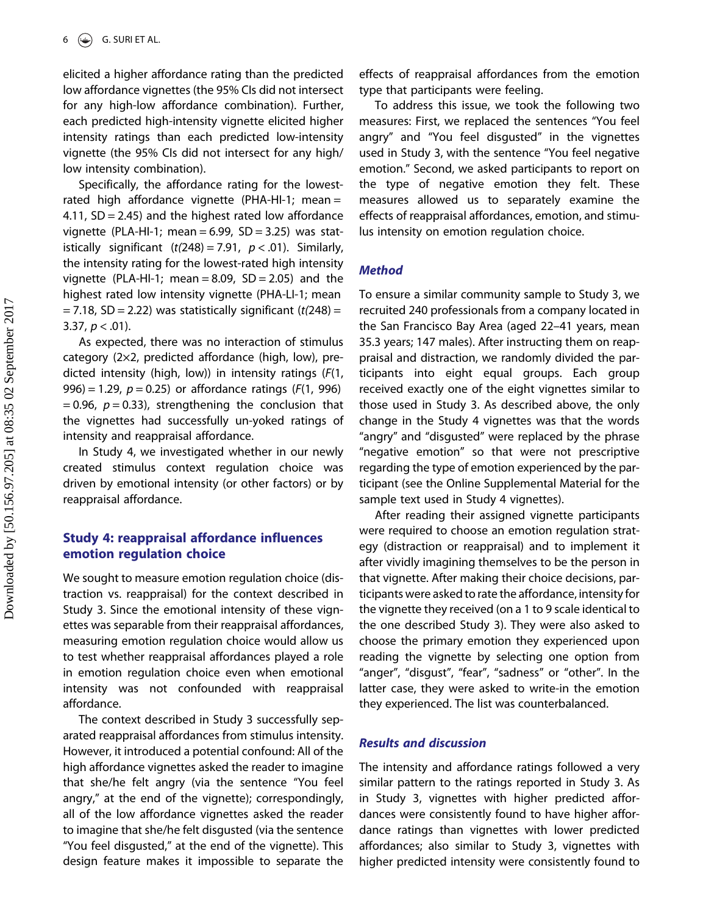elicited a higher affordance rating than the predicted low affordance vignettes (the 95% CIs did not intersect for any high-low affordance combination). Further, each predicted high-intensity vignette elicited higher intensity ratings than each predicted low-intensity vignette (the 95% CIs did not intersect for any high/low intensity combination).

Specifically, the affordance rating for the lowest-rated high affordance vignette (PHA-HI-1; mean = 4.11, SD = 2.45) and the highest rated low affordance vignette (PLA-HI-1; mean = 6.99, SD = 3.25) was statistically significant ($t(248) = 7.91$, $p < .01$). Similarly, the intensity rating for the lowest-rated high intensity vignette (PLA-HI-1; mean = 8.09, SD = 2.05) and the highest rated low intensity vignette (PHA-LI-1; mean = 7.18, SD = 2.22) was statistically significant ($t(248) = 3.37$, $p < .01$).

As expected, there was no interaction of stimulus category (2×2, predicted affordance (high, low), predicted intensity (high, low)) in intensity ratings ($F(1, 996) = 1.29$, $p = 0.25$) or affordance ratings ($F(1, 996) = 0.96$, $p = 0.33$), strengthening the conclusion that the vignettes had successfully un-yoked ratings of intensity and reappraisal affordance.

In Study 4, we investigated whether in our newly created stimulus context regulation choice was driven by emotional intensity (or other factors) or by reappraisal affordance.

## Study 4: reappraisal affordance influences emotion regulation choice

We sought to measure emotion regulation choice (distraction vs. reappraisal) for the context described in Study 3. Since the emotional intensity of these vignettes was separable from their reappraisal affordances, measuring emotion regulation choice would allow us to test whether reappraisal affordances played a role in emotion regulation choice even when emotional intensity was not confounded with reappraisal affordance.

The context described in Study 3 successfully separated reappraisal affordances from stimulus intensity. However, it introduced a potential confound: All of the high affordance vignettes asked the reader to imagine that she/he felt angry (via the sentence "You feel angry," at the end of the vignette); correspondingly, all of the low affordance vignettes asked the reader to imagine that she/he felt disgusted (via the sentence "You feel disgusted," at the end of the vignette). This design feature makes it impossible to separate the effects of reappraisal affordances from the emotion type that participants were feeling.

To address this issue, we took the following two measures: First, we replaced the sentences "You feel angry" and "You feel disgusted" in the vignettes used in Study 3, with the sentence "You feel negative emotion." Second, we asked participants to report on the type of negative emotion they felt. These measures allowed us to separately examine the effects of reappraisal affordances, emotion, and stimulus intensity on emotion regulation choice.

### *Method*

To ensure a similar community sample to Study 3, we recruited 240 professionals from a company located in the San Francisco Bay Area (aged 22–41 years, mean 35.3 years; 147 males). After instructing them on reappraisal and distraction, we randomly divided the participants into eight equal groups. Each group received exactly one of the eight vignettes similar to those used in Study 3. As described above, the only change in the Study 4 vignettes was that the words "angry" and "disgusted" were replaced by the phrase "negative emotion" so that were not prescriptive regarding the type of emotion experienced by the participant (see the Online Supplemental Material for the sample text used in Study 4 vignettes).

After reading their assigned vignette participants were required to choose an emotion regulation strategy (distraction or reappraisal) and to implement it after vividly imagining themselves to be the person in that vignette. After making their choice decisions, participants were asked to rate the affordance, intensity for the vignette they received (on a 1 to 9 scale identical to the one described Study 3). They were also asked to choose the primary emotion they experienced upon reading the vignette by selecting one option from "anger", "disgust", "fear", "sadness" or "other". In the latter case, they were asked to write-in the emotion they experienced. The list was counterbalanced.

### *Results and discussion*

The intensity and affordance ratings followed a very similar pattern to the ratings reported in Study 3. As in Study 3, vignettes with higher predicted affordances were consistently found to have higher affordance ratings than vignettes with lower predicted affordances; also similar to Study 3, vignettes with higher predicted intensity were consistently found to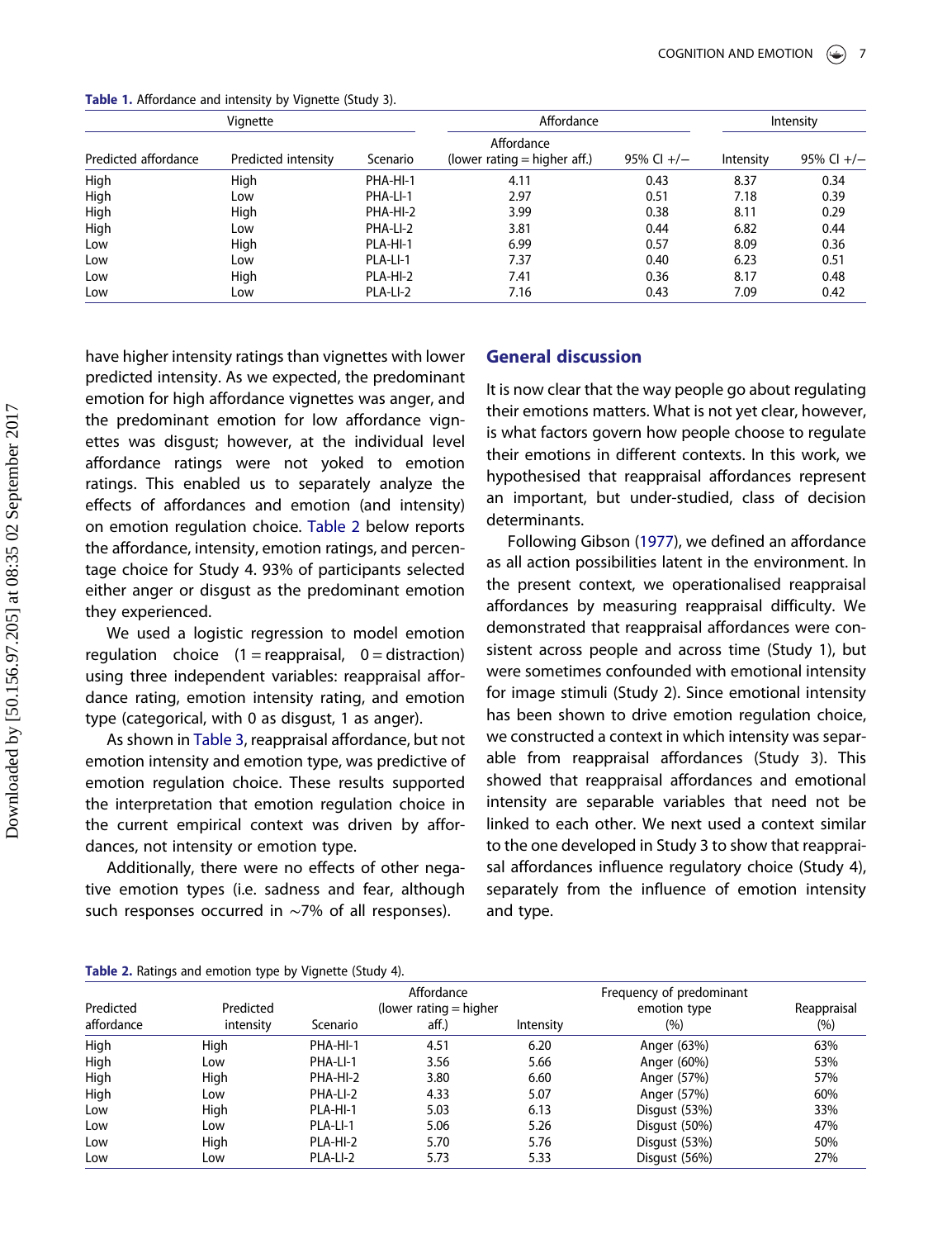**Table 1.** Affordance and intensity by Vignette (Study 3).

| Vignette | | | Affordance | | Intensity | |
|---|---|---|---|---|---|---|
| Predicted affordance | Predicted intensity | Scenario | Affordance (lower rating = higher aff.) | 95% CI +/− | Intensity | 95% CI +/− |
| High | High | PHA-HI-1 | 4.11 | 0.43 | 8.37 | 0.34 |
| High | Low | PHA-LI-1 | 2.97 | 0.51 | 7.18 | 0.39 |
| High | High | PHA-HI-2 | 3.99 | 0.38 | 8.11 | 0.29 |
| High | Low | PHA-LI-2 | 3.81 | 0.44 | 6.82 | 0.44 |
| Low | High | PLA-HI-1 | 6.99 | 0.57 | 8.09 | 0.36 |
| Low | Low | PLA-LI-1 | 7.37 | 0.40 | 6.23 | 0.51 |
| Low | High | PLA-HI-2 | 7.41 | 0.36 | 8.17 | 0.48 |
| Low | Low | PLA-LI-2 | 7.16 | 0.43 | 7.09 | 0.42 |

have higher intensity ratings than vignettes with lower predicted intensity. As we expected, the predominant emotion for high affordance vignettes was anger, and the predominant emotion for low affordance vignettes was disgust; however, at the individual level affordance ratings were not yoked to emotion ratings. This enabled us to separately analyze the effects of affordances and emotion (and intensity) on emotion regulation choice. Table 2 below reports the affordance, intensity, emotion ratings, and percentage choice for Study 4. 93% of participants selected either anger or disgust as the predominant emotion they experienced.

We used a logistic regression to model emotion regulation choice (1 = reappraisal, 0 = distraction) using three independent variables: reappraisal affordance rating, emotion intensity rating, and emotion type (categorical, with 0 as disgust, 1 as anger).

As shown in Table 3, reappraisal affordance, but not emotion intensity and emotion type, was predictive of emotion regulation choice. These results supported the interpretation that emotion regulation choice in the current empirical context was driven by affordances, not intensity or emotion type.

Additionally, there were no effects of other negative emotion types (i.e. sadness and fear, although such responses occurred in ~7% of all responses).

## General discussion

It is now clear that the way people go about regulating their emotions matters. What is not yet clear, however, is what factors govern how people choose to regulate their emotions in different contexts. In this work, we hypothesised that reappraisal affordances represent an important, but under-studied, class of decision determinants.

Following Gibson (1977), we defined an affordance as all action possibilities latent in the environment. In the present context, we operationalised reappraisal affordances by measuring reappraisal difficulty. We demonstrated that reappraisal affordances were consistent across people and across time (Study 1), but were sometimes confounded with emotional intensity for image stimuli (Study 2). Since emotional intensity has been shown to drive emotion regulation choice, we constructed a context in which intensity was separable from reappraisal affordances (Study 3). This showed that reappraisal affordances and emotional intensity are separable variables that need not be linked to each other. We next used a context similar to the one developed in Study 3 to show that reappraisal affordances influence regulatory choice (Study 4), separately from the influence of emotion intensity and type.

**Table 2.** Ratings and emotion type by Vignette (Study 4).

| Predicted affordance | Predicted intensity | Scenario | Affordance (lower rating = higher aff.) | Intensity | Frequency of predominant emotion type (%) | Reappraisal (%) |
|---|---|---|---|---|---|---|
| High | High | PHA-HI-1 | 4.51 | 6.20 | Anger (63%) | 63% |
| High | Low | PHA-LI-1 | 3.56 | 5.66 | Anger (60%) | 53% |
| High | High | PHA-HI-2 | 3.80 | 6.60 | Anger (57%) | 57% |
| High | Low | PHA-LI-2 | 4.33 | 5.07 | Anger (57%) | 60% |
| Low | High | PLA-HI-1 | 5.03 | 6.13 | Disgust (53%) | 33% |
| Low | Low | PLA-LI-1 | 5.06 | 5.26 | Disgust (50%) | 47% |
| Low | High | PLA-HI-2 | 5.70 | 5.76 | Disgust (53%) | 50% |
| Low | Low | PLA-LI-2 | 5.73 | 5.33 | Disgust (56%) | 27% |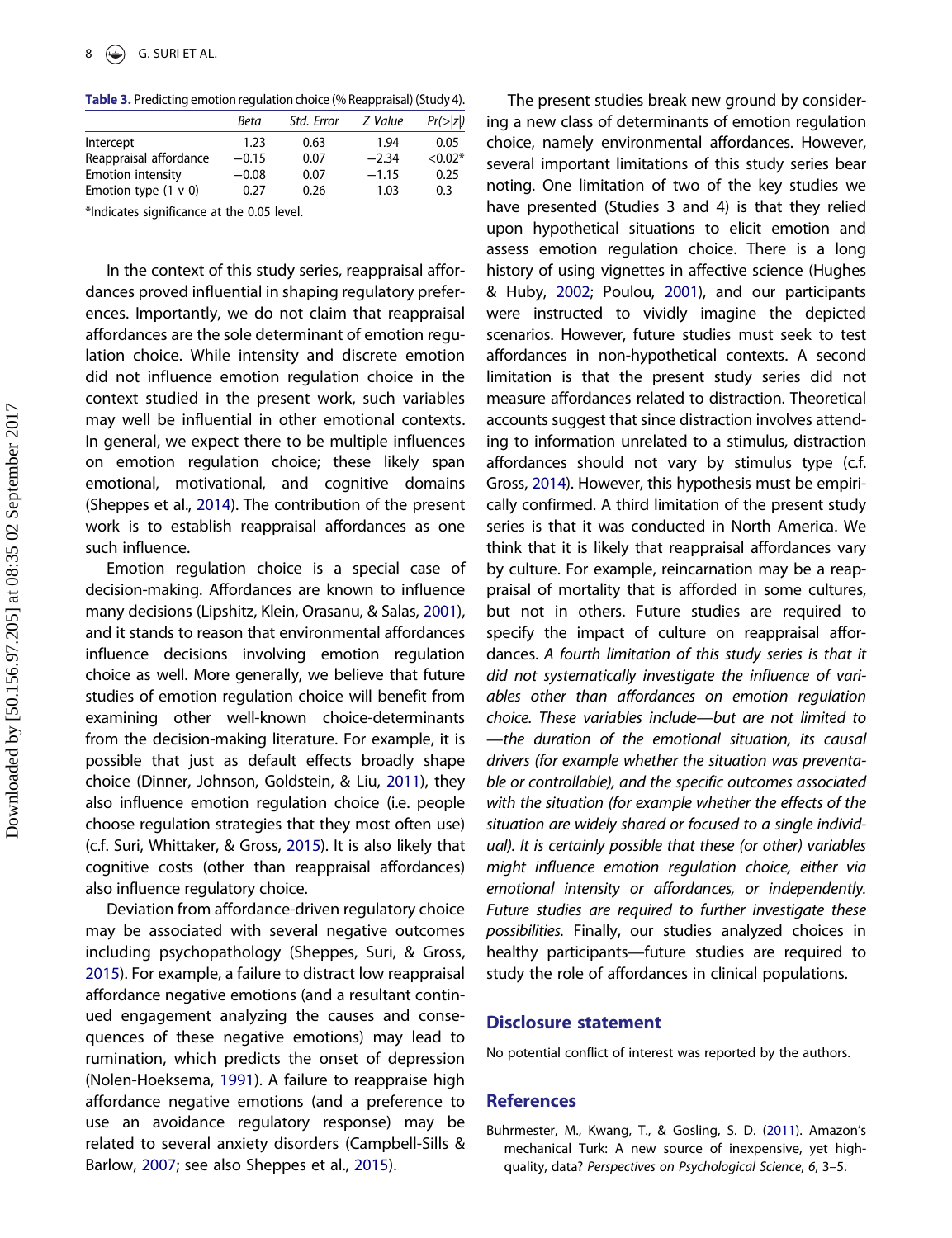**Table 3.** Predicting emotion regulation choice (% Reappraisal) (Study 4).

| | Beta | Std. Error | Z Value | Pr(>\|z\|) |
|---|---|---|---|---|
| Intercept | 1.23 | 0.63 | 1.94 | 0.05 |
| Reappraisal affordance | −0.15 | 0.07 | −2.34 | <0.02* |
| Emotion intensity | −0.08 | 0.07 | −1.15 | 0.25 |
| Emotion type (1 v 0) | 0.27 | 0.26 | 1.03 | 0.3 |

*Indicates significance at the 0.05 level.

In the context of this study series, reappraisal affordances proved influential in shaping regulatory preferences. Importantly, we do not claim that reappraisal affordances are the sole determinant of emotion regulation choice. While intensity and discrete emotion did not influence emotion regulation choice in the context studied in the present work, such variables may well be influential in other emotional contexts. In general, we expect there to be multiple influences on emotion regulation choice; these likely span emotional, motivational, and cognitive domains (Sheppes et al., 2014). The contribution of the present work is to establish reappraisal affordances as one such influence.

Emotion regulation choice is a special case of decision-making. Affordances are known to influence many decisions (Lipshitz, Klein, Orasanu, & Salas, 2001), and it stands to reason that environmental affordances influence decisions involving emotion regulation choice as well. More generally, we believe that future studies of emotion regulation choice will benefit from examining other well-known choice-determinants from the decision-making literature. For example, it is possible that just as default effects broadly shape choice (Dinner, Johnson, Goldstein, & Liu, 2011), they also influence emotion regulation choice (i.e. people choose regulation strategies that they most often use) (c.f. Suri, Whittaker, & Gross, 2015). It is also likely that cognitive costs (other than reappraisal affordances) also influence regulatory choice.

Deviation from affordance-driven regulatory choice may be associated with several negative outcomes including psychopathology (Sheppes, Suri, & Gross, 2015). For example, a failure to distract low reappraisal affordance negative emotions (and a resultant continued engagement analyzing the causes and consequences of these negative emotions) may lead to rumination, which predicts the onset of depression (Nolen-Hoeksema, 1991). A failure to reappraise high affordance negative emotions (and a preference to use an avoidance regulatory response) may be related to several anxiety disorders (Campbell-Sills & Barlow, 2007; see also Sheppes et al., 2015).

The present studies break new ground by considering a new class of determinants of emotion regulation choice, namely environmental affordances. However, several important limitations of this study series bear noting. One limitation of two of the key studies we have presented (Studies 3 and 4) is that they relied upon hypothetical situations to elicit emotion and assess emotion regulation choice. There is a long history of using vignettes in affective science (Hughes & Huby, 2002; Poulou, 2001), and our participants were instructed to vividly imagine the depicted scenarios. However, future studies must seek to test affordances in non-hypothetical contexts. A second limitation is that the present study series did not measure affordances related to distraction. Theoretical accounts suggest that since distraction involves attending to information unrelated to a stimulus, distraction affordances should not vary by stimulus type (c.f. Gross, 2014). However, this hypothesis must be empirically confirmed. A third limitation of the present study series is that it was conducted in North America. We think that it is likely that reappraisal affordances vary by culture. For example, reincarnation may be a reappraisal of mortality that is afforded in some cultures, but not in others. Future studies are required to specify the impact of culture on reappraisal affordances. *A fourth limitation of this study series is that it did not systematically investigate the influence of variables other than affordances on emotion regulation choice. These variables include—but are not limited to—the duration of the emotional situation, its causal drivers (for example whether the situation was preventable or controllable), and the specific outcomes associated with the situation (for example whether the effects of the situation are widely shared or focused to a single individual). It is certainly possible that these (or other) variables might influence emotion regulation choice, either via emotional intensity or affordances, or independently. Future studies are required to further investigate these possibilities.* Finally, our studies analyzed choices in healthy participants—future studies are required to study the role of affordances in clinical populations.

## Disclosure statement

No potential conflict of interest was reported by the authors.

## References

Buhrmester, M., Kwang, T., & Gosling, S. D. (2011). Amazon's mechanical Turk: A new source of inexpensive, yet high-quality, data? *Perspectives on Psychological Science*, *6*, 3–5.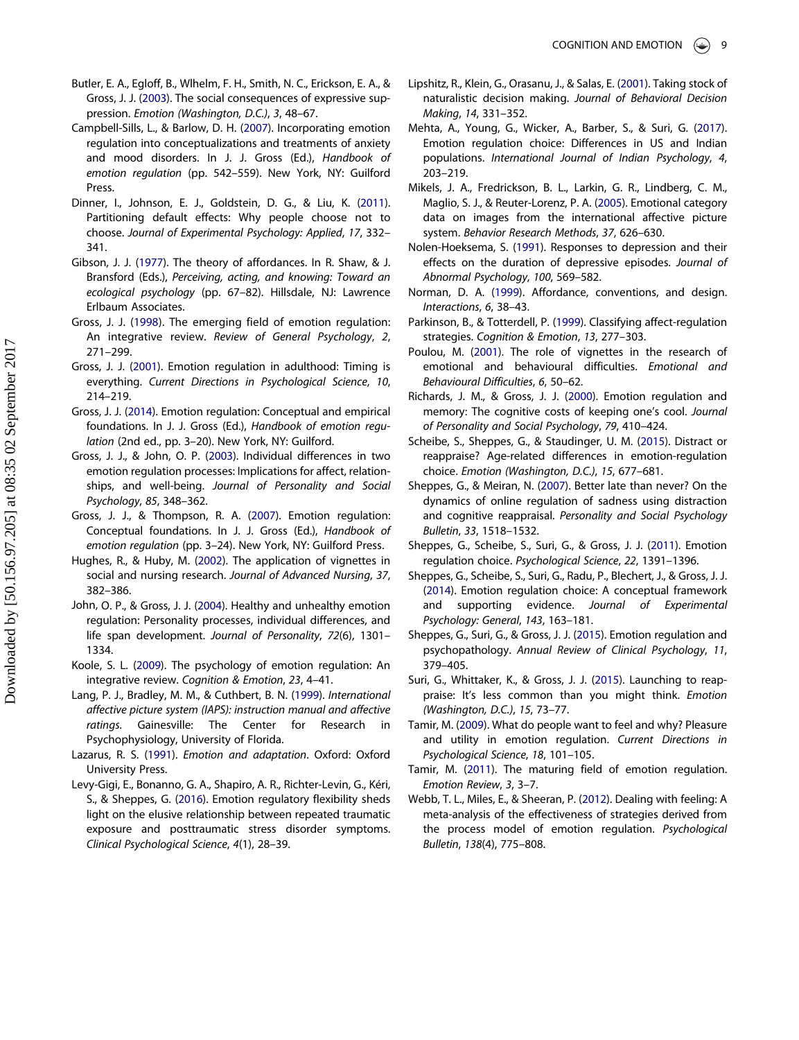Butler, E. A., Egloff, B., Wlhelm, F. H., Smith, N. C., Erickson, E. A., & Gross, J. J. (2003). The social consequences of expressive suppression. *Emotion (Washington, D.C.)*, *3*, 48–67.

Campbell-Sills, L., & Barlow, D. H. (2007). Incorporating emotion regulation into conceptualizations and treatments of anxiety and mood disorders. In J. J. Gross (Ed.), *Handbook of emotion regulation* (pp. 542–559). New York, NY: Guilford Press.

Dinner, I., Johnson, E. J., Goldstein, D. G., & Liu, K. (2011). Partitioning default effects: Why people choose not to choose. *Journal of Experimental Psychology: Applied*, *17*, 332–341.

Gibson, J. J. (1977). The theory of affordances. In R. Shaw, & J. Bransford (Eds.), *Perceiving, acting, and knowing: Toward an ecological psychology* (pp. 67–82). Hillsdale, NJ: Lawrence Erlbaum Associates.

Gross, J. J. (1998). The emerging field of emotion regulation: An integrative review. *Review of General Psychology*, *2*, 271–299.

Gross, J. J. (2001). Emotion regulation in adulthood: Timing is everything. *Current Directions in Psychological Science, 10*, 214–219.

Gross, J. J. (2014). Emotion regulation: Conceptual and empirical foundations. In J. J. Gross (Ed.), *Handbook of emotion regulation* (2nd ed., pp. 3–20). New York, NY: Guilford.

Gross, J. J., & John, O. P. (2003). Individual differences in two emotion regulation processes: Implications for affect, relationships, and well-being. *Journal of Personality and Social Psychology*, *85*, 348–362.

Gross, J. J., & Thompson, R. A. (2007). Emotion regulation: Conceptual foundations. In J. J. Gross (Ed.), *Handbook of emotion regulation* (pp. 3–24). New York, NY: Guilford Press.

Hughes, R., & Huby, M. (2002). The application of vignettes in social and nursing research. *Journal of Advanced Nursing*, *37*, 382–386.

John, O. P., & Gross, J. J. (2004). Healthy and unhealthy emotion regulation: Personality processes, individual differences, and life span development. *Journal of Personality*, *72*(6), 1301–1334.

Koole, S. L. (2009). The psychology of emotion regulation: An integrative review. *Cognition & Emotion*, *23*, 4–41.

Lang, P. J., Bradley, M. M., & Cuthbert, B. N. (1999). *International affective picture system (IAPS): instruction manual and affective ratings*. Gainesville: The Center for Research in Psychophysiology, University of Florida.

Lazarus, R. S. (1991). *Emotion and adaptation*. Oxford: Oxford University Press.

Levy-Gigi, E., Bonanno, G. A., Shapiro, A. R., Richter-Levin, G., Kéri, S., & Sheppes, G. (2016). Emotion regulatory flexibility sheds light on the elusive relationship between repeated traumatic exposure and posttraumatic stress disorder symptoms. *Clinical Psychological Science*, *4*(1), 28–39.

Lipshitz, R., Klein, G., Orasanu, J., & Salas, E. (2001). Taking stock of naturalistic decision making. *Journal of Behavioral Decision Making*, *14*, 331–352.

Mehta, A., Young, G., Wicker, A., Barber, S., & Suri, G. (2017). Emotion regulation choice: Differences in US and Indian populations. *International Journal of Indian Psychology*, *4*, 203–219.

Mikels, J. A., Fredrickson, B. L., Larkin, G. R., Lindberg, C. M., Maglio, S. J., & Reuter-Lorenz, P. A. (2005). Emotional category data on images from the international affective picture system. *Behavior Research Methods*, *37*, 626–630.

Nolen-Hoeksema, S. (1991). Responses to depression and their effects on the duration of depressive episodes. *Journal of Abnormal Psychology*, *100*, 569–582.

Norman, D. A. (1999). Affordance, conventions, and design. *Interactions*, *6*, 38–43.

Parkinson, B., & Totterdell, P. (1999). Classifying affect-regulation strategies. *Cognition & Emotion*, *13*, 277–303.

Poulou, M. (2001). The role of vignettes in the research of emotional and behavioural difficulties. *Emotional and Behavioural Difficulties*, *6*, 50–62.

Richards, J. M., & Gross, J. J. (2000). Emotion regulation and memory: The cognitive costs of keeping one's cool. *Journal of Personality and Social Psychology*, *79*, 410–424.

Scheibe, S., Sheppes, G., & Staudinger, U. M. (2015). Distract or reappraise? Age-related differences in emotion-regulation choice. *Emotion (Washington, D.C.)*, *15*, 677–681.

Sheppes, G., & Meiran, N. (2007). Better late than never? On the dynamics of online regulation of sadness using distraction and cognitive reappraisal. *Personality and Social Psychology Bulletin*, *33*, 1518–1532.

Sheppes, G., Scheibe, S., Suri, G., & Gross, J. J. (2011). Emotion regulation choice. *Psychological Science*, *22*, 1391–1396.

Sheppes, G., Scheibe, S., Suri, G., Radu, P., Blechert, J., & Gross, J. J. (2014). Emotion regulation choice: A conceptual framework and supporting evidence. *Journal of Experimental Psychology: General*, *143*, 163–181.

Sheppes, G., Suri, G., & Gross, J. J. (2015). Emotion regulation and psychopathology. *Annual Review of Clinical Psychology*, *11*, 379–405.

Suri, G., Whittaker, K., & Gross, J. J. (2015). Launching to reappraise: It's less common than you might think. *Emotion (Washington, D.C.)*, *15*, 73–77.

Tamir, M. (2009). What do people want to feel and why? Pleasure and utility in emotion regulation. *Current Directions in Psychological Science*, *18*, 101–105.

Tamir, M. (2011). The maturing field of emotion regulation. *Emotion Review*, *3*, 3–7.

Webb, T. L., Miles, E., & Sheeran, P. (2012). Dealing with feeling: A meta-analysis of the effectiveness of strategies derived from the process model of emotion regulation. *Psychological Bulletin*, *138*(4), 775–808.